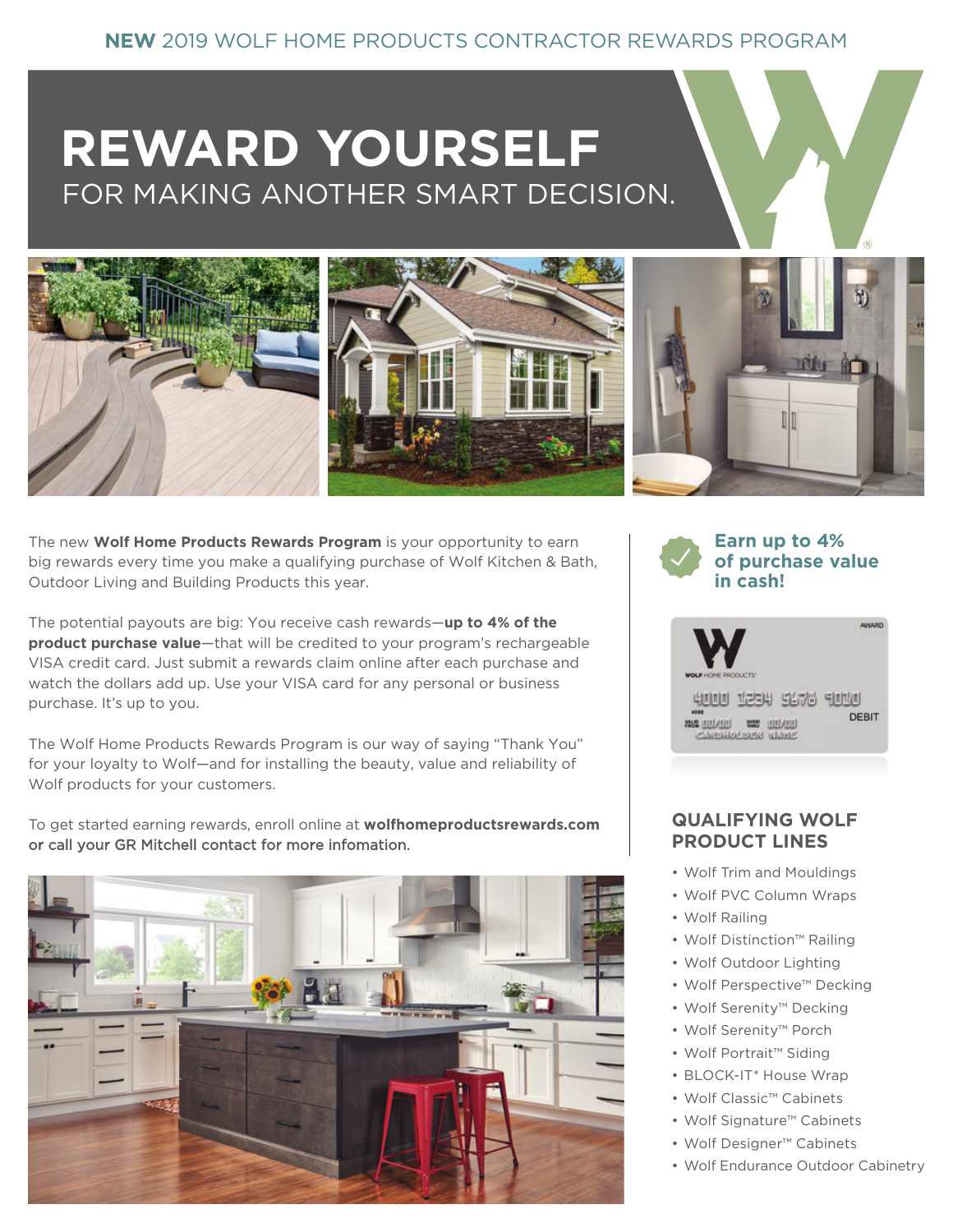**NEW** 2019 WOLF HOME PRODUCTS CONTRACTOR REWARDS PROGRAM

# REWARD YOURSELF

## FOR MAKING ANOTHER SMART DECISION.

The new **Wolf Home Products Rewards Program** is your opportunity to earn big rewards every time you make a qualifying purchase of Wolf Kitchen & Bath, Outdoor Living and Building Products this year.

The potential payouts are big: You receive cash rewards—**up to 4% of the product purchase value**—that will be credited to your program's rechargeable VISA credit card. Just submit a rewards claim online after each purchase and watch the dollars add up. Use your VISA card for any personal or business purchase. It's up to you.

The Wolf Home Products Rewards Program is our way of saying "Thank You" for your loyalty to Wolf—and for installing the beauty, value and reliability of Wolf products for your customers.

To get started earning rewards, enroll online at **wolfhomeproductsrewards.com or call your GR Mitchell contact for more infomation.**

**Earn up to 4% of purchase value in cash!**

### QUALIFYING WOLF PRODUCT LINES

- Wolf Trim and Mouldings
- Wolf PVC Column Wraps
- Wolf Railing
- Wolf Distinction™ Railing
- Wolf Outdoor Lighting
- Wolf Perspective™ Decking
- Wolf Serenity™ Decking
- Wolf Serenity™ Porch
- Wolf Portrait™ Siding
- BLOCK-IT* House Wrap
- Wolf Classic™ Cabinets
- Wolf Signature™ Cabinets
- Wolf Designer™ Cabinets
- Wolf Endurance Outdoor Cabinetry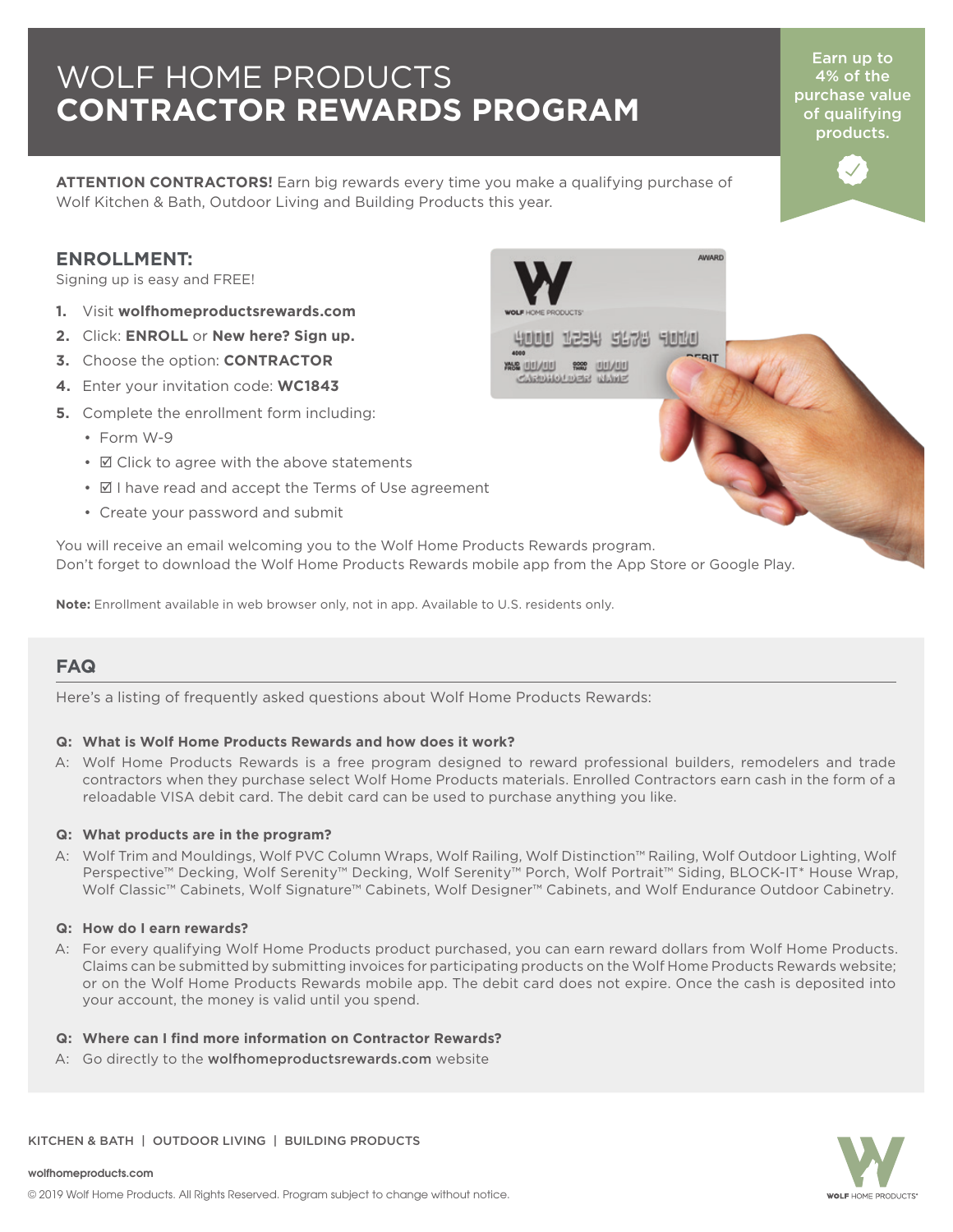# WOLF HOME PRODUCTS **CONTRACTOR REWARDS PROGRAM**

Earn up to 4% of the purchase value of qualifying products.

**ATTENTION CONTRACTORS!** Earn big rewards every time you make a qualifying purchase of Wolf Kitchen & Bath, Outdoor Living and Building Products this year.

## ENROLLMENT:

Signing up is easy and FREE!

1. Visit **wolfhomeproductsrewards.com**
2. Click: **ENROLL** or **New here? Sign up.**
3. Choose the option: **CONTRACTOR**
4. Enter your invitation code: **WC1843**
5. Complete the enrollment form including:
   - Form W-9
   - ☑ Click to agree with the above statements
   - ☑ I have read and accept the Terms of Use agreement
   - Create your password and submit

You will receive an email welcoming you to the Wolf Home Products Rewards program.
Don't forget to download the Wolf Home Products Rewards mobile app from the App Store or Google Play.

**Note:** Enrollment available in web browser only, not in app. Available to U.S. residents only.

## FAQ

Here's a listing of frequently asked questions about Wolf Home Products Rewards:

**Q: What is Wolf Home Products Rewards and how does it work?**

A: Wolf Home Products Rewards is a free program designed to reward professional builders, remodelers and trade contractors when they purchase select Wolf Home Products materials. Enrolled Contractors earn cash in the form of a reloadable VISA debit card. The debit card can be used to purchase anything you like.

**Q: What products are in the program?**

A: Wolf Trim and Mouldings, Wolf PVC Column Wraps, Wolf Railing, Wolf Distinction™ Railing, Wolf Outdoor Lighting, Wolf Perspective™ Decking, Wolf Serenity™ Decking, Wolf Serenity™ Porch, Wolf Portrait™ Siding, BLOCK-IT* House Wrap, Wolf Classic™ Cabinets, Wolf Signature™ Cabinets, Wolf Designer™ Cabinets, and Wolf Endurance Outdoor Cabinetry.

**Q: How do I earn rewards?**

A: For every qualifying Wolf Home Products product purchased, you can earn reward dollars from Wolf Home Products. Claims can be submitted by submitting invoices for participating products on the Wolf Home Products Rewards website; or on the Wolf Home Products Rewards mobile app. The debit card does not expire. Once the cash is deposited into your account, the money is valid until you spend.

**Q: Where can I find more information on Contractor Rewards?**

A: Go directly to the **wolfhomeproductsrewards.com** website

KITCHEN & BATH | OUTDOOR LIVING | BUILDING PRODUCTS

wolfhomeproducts.com

© 2019 Wolf Home Products. All Rights Reserved. Program subject to change without notice.